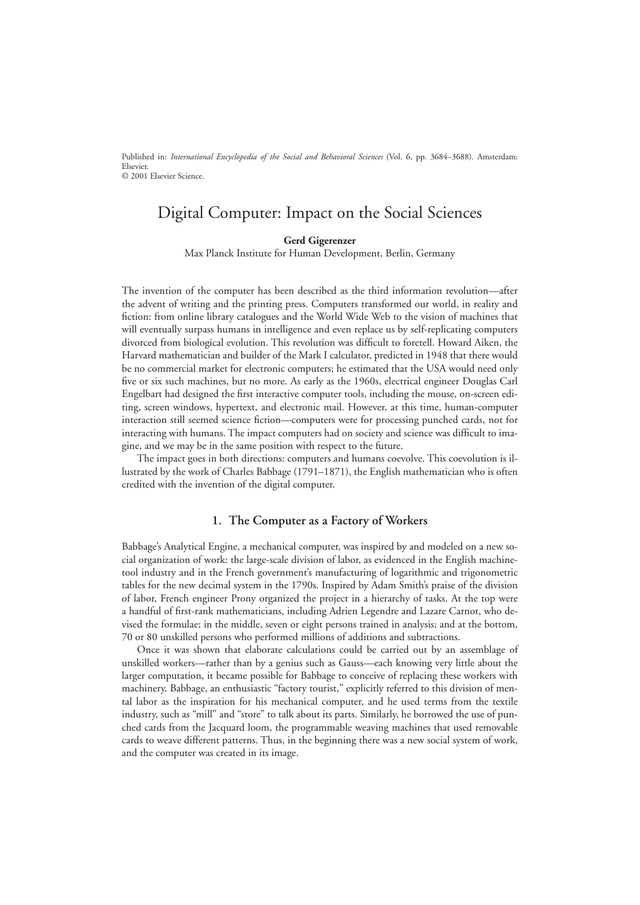Published in: *International Encyclopedia of the Social and Behavioral Sciences* (Vol. 6, pp. 3684–3688). Amsterdam: Elsevier.
© 2001 Elsevier Science.

# Digital Computer: Impact on the Social Sciences

**Gerd Gigerenzer**

Max Planck Institute for Human Development, Berlin, Germany

The invention of the computer has been described as the third information revolution—after the advent of writing and the printing press. Computers transformed our world, in reality and fiction: from online library catalogues and the World Wide Web to the vision of machines that will eventually surpass humans in intelligence and even replace us by self-replicating computers divorced from biological evolution. This revolution was difficult to foretell. Howard Aiken, the Harvard mathematician and builder of the Mark I calculator, predicted in 1948 that there would be no commercial market for electronic computers; he estimated that the USA would need only five or six such machines, but no more. As early as the 1960s, electrical engineer Douglas Carl Engelbart had designed the first interactive computer tools, including the mouse, on-screen editing, screen windows, hypertext, and electronic mail. However, at this time, human-computer interaction still seemed science fiction—computers were for processing punched cards, not for interacting with humans. The impact computers had on society and science was difficult to imagine, and we may be in the same position with respect to the future.

The impact goes in both directions: computers and humans coevolve. This coevolution is illustrated by the work of Charles Babbage (1791–1871), the English mathematician who is often credited with the invention of the digital computer.

## 1. The Computer as a Factory of Workers

Babbage's Analytical Engine, a mechanical computer, was inspired by and modeled on a new social organization of work: the large-scale division of labor, as evidenced in the English machine-tool industry and in the French government's manufacturing of logarithmic and trigonometric tables for the new decimal system in the 1790s. Inspired by Adam Smith's praise of the division of labor, French engineer Prony organized the project in a hierarchy of tasks. At the top were a handful of first-rank mathematicians, including Adrien Legendre and Lazare Carnot, who devised the formulae; in the middle, seven or eight persons trained in analysis; and at the bottom, 70 or 80 unskilled persons who performed millions of additions and subtractions.

Once it was shown that elaborate calculations could be carried out by an assemblage of unskilled workers—rather than by a genius such as Gauss—each knowing very little about the larger computation, it became possible for Babbage to conceive of replacing these workers with machinery. Babbage, an enthusiastic "factory tourist," explicitly referred to this division of mental labor as the inspiration for his mechanical computer, and he used terms from the textile industry, such as "mill" and "store" to talk about its parts. Similarly, he borrowed the use of punched cards from the Jacquard loom, the programmable weaving machines that used removable cards to weave different patterns. Thus, in the beginning there was a new social system of work, and the computer was created in its image.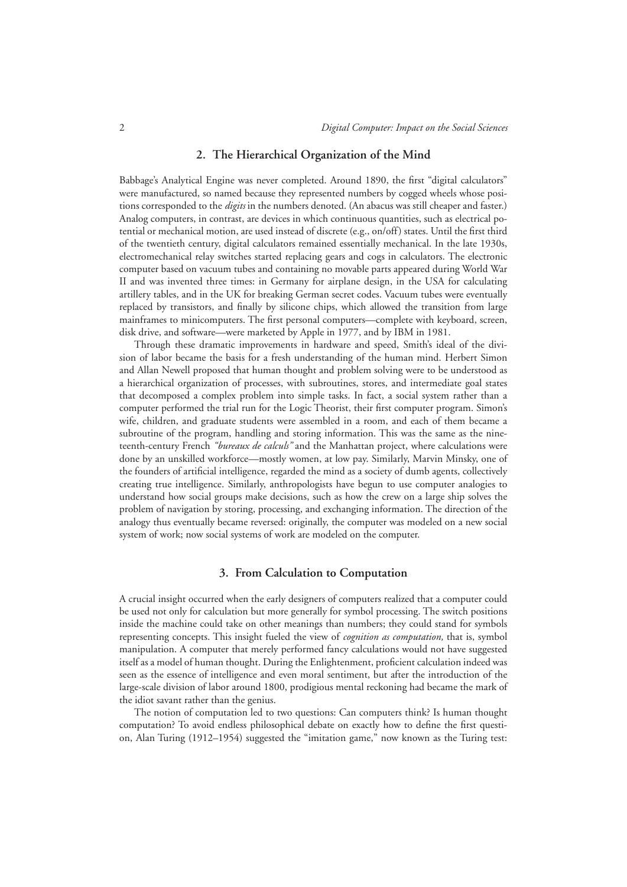## 2. The Hierarchical Organization of the Mind

Babbage's Analytical Engine was never completed. Around 1890, the first "digital calculators" were manufactured, so named because they represented numbers by cogged wheels whose positions corresponded to the *digits* in the numbers denoted. (An abacus was still cheaper and faster.) Analog computers, in contrast, are devices in which continuous quantities, such as electrical potential or mechanical motion, are used instead of discrete (e.g., on/off) states. Until the first third of the twentieth century, digital calculators remained essentially mechanical. In the late 1930s, electromechanical relay switches started replacing gears and cogs in calculators. The electronic computer based on vacuum tubes and containing no movable parts appeared during World War II and was invented three times: in Germany for airplane design, in the USA for calculating artillery tables, and in the UK for breaking German secret codes. Vacuum tubes were eventually replaced by transistors, and finally by silicone chips, which allowed the transition from large mainframes to minicomputers. The first personal computers—complete with keyboard, screen, disk drive, and software—were marketed by Apple in 1977, and by IBM in 1981.

Through these dramatic improvements in hardware and speed, Smith's ideal of the division of labor became the basis for a fresh understanding of the human mind. Herbert Simon and Allan Newell proposed that human thought and problem solving were to be understood as a hierarchical organization of processes, with subroutines, stores, and intermediate goal states that decomposed a complex problem into simple tasks. In fact, a social system rather than a computer performed the trial run for the Logic Theorist, their first computer program. Simon's wife, children, and graduate students were assembled in a room, and each of them became a subroutine of the program, handling and storing information. This was the same as the nineteenth-century French *"bureaux de calculs"* and the Manhattan project, where calculations were done by an unskilled workforce—mostly women, at low pay. Similarly, Marvin Minsky, one of the founders of artificial intelligence, regarded the mind as a society of dumb agents, collectively creating true intelligence. Similarly, anthropologists have begun to use computer analogies to understand how social groups make decisions, such as how the crew on a large ship solves the problem of navigation by storing, processing, and exchanging information. The direction of the analogy thus eventually became reversed: originally, the computer was modeled on a new social system of work; now social systems of work are modeled on the computer.

## 3. From Calculation to Computation

A crucial insight occurred when the early designers of computers realized that a computer could be used not only for calculation but more generally for symbol processing. The switch positions inside the machine could take on other meanings than numbers; they could stand for symbols representing concepts. This insight fueled the view of *cognition as computation,* that is, symbol manipulation. A computer that merely performed fancy calculations would not have suggested itself as a model of human thought. During the Enlightenment, proficient calculation indeed was seen as the essence of intelligence and even moral sentiment, but after the introduction of the large-scale division of labor around 1800, prodigious mental reckoning had became the mark of the idiot savant rather than the genius.

The notion of computation led to two questions: Can computers think? Is human thought computation? To avoid endless philosophical debate on exactly how to define the first question, Alan Turing (1912–1954) suggested the "imitation game," now known as the Turing test: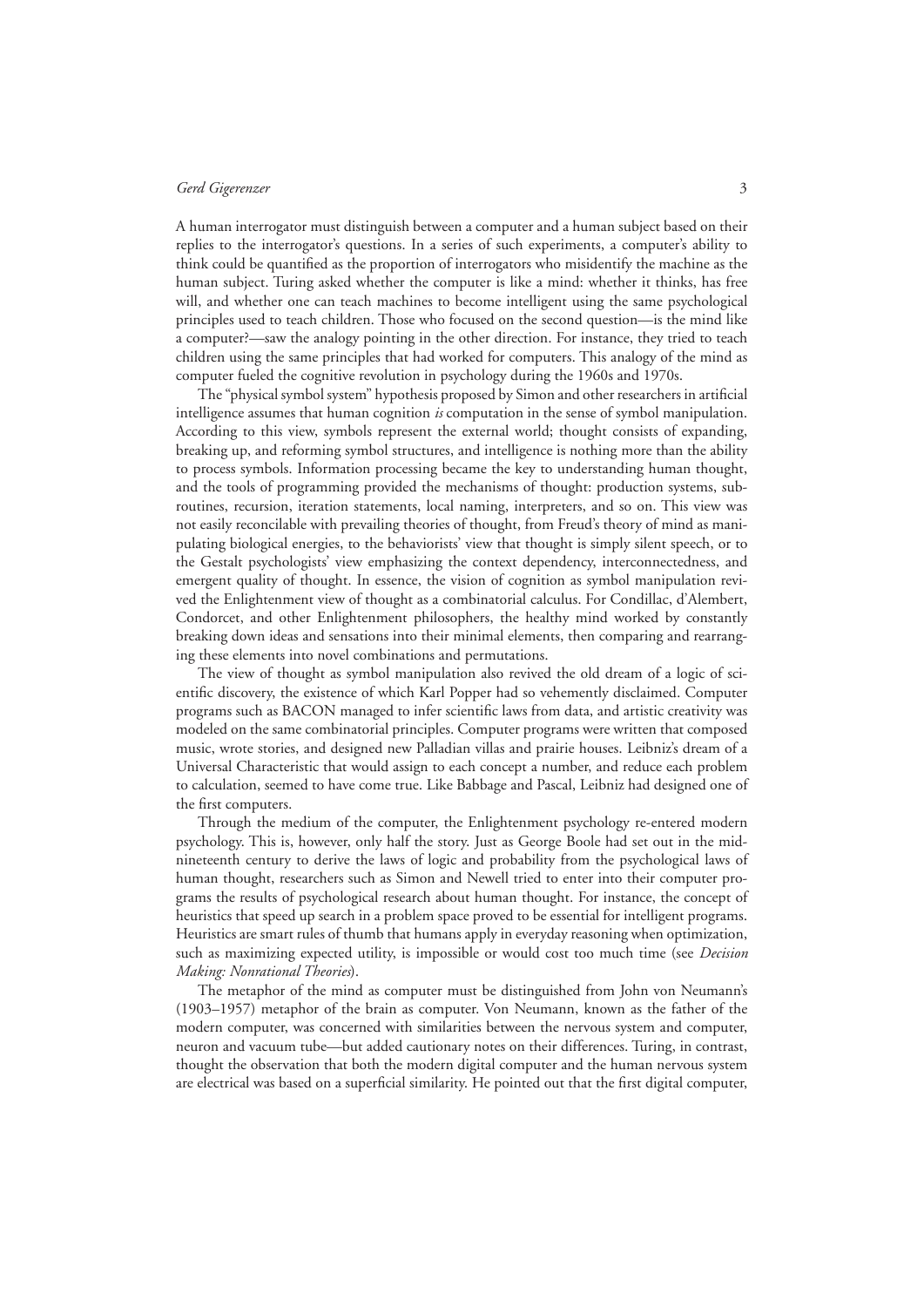A human interrogator must distinguish between a computer and a human subject based on their replies to the interrogator's questions. In a series of such experiments, a computer's ability to think could be quantified as the proportion of interrogators who misidentify the machine as the human subject. Turing asked whether the computer is like a mind: whether it thinks, has free will, and whether one can teach machines to become intelligent using the same psychological principles used to teach children. Those who focused on the second question—is the mind like a computer?—saw the analogy pointing in the other direction. For instance, they tried to teach children using the same principles that had worked for computers. This analogy of the mind as computer fueled the cognitive revolution in psychology during the 1960s and 1970s.

The "physical symbol system" hypothesis proposed by Simon and other researchers in artificial intelligence assumes that human cognition *is* computation in the sense of symbol manipulation. According to this view, symbols represent the external world; thought consists of expanding, breaking up, and reforming symbol structures, and intelligence is nothing more than the ability to process symbols. Information processing became the key to understanding human thought, and the tools of programming provided the mechanisms of thought: production systems, subroutines, recursion, iteration statements, local naming, interpreters, and so on. This view was not easily reconcilable with prevailing theories of thought, from Freud's theory of mind as manipulating biological energies, to the behaviorists' view that thought is simply silent speech, or to the Gestalt psychologists' view emphasizing the context dependency, interconnectedness, and emergent quality of thought. In essence, the vision of cognition as symbol manipulation revived the Enlightenment view of thought as a combinatorial calculus. For Condillac, d'Alembert, Condorcet, and other Enlightenment philosophers, the healthy mind worked by constantly breaking down ideas and sensations into their minimal elements, then comparing and rearranging these elements into novel combinations and permutations.

The view of thought as symbol manipulation also revived the old dream of a logic of scientific discovery, the existence of which Karl Popper had so vehemently disclaimed. Computer programs such as BACON managed to infer scientific laws from data, and artistic creativity was modeled on the same combinatorial principles. Computer programs were written that composed music, wrote stories, and designed new Palladian villas and prairie houses. Leibniz's dream of a Universal Characteristic that would assign to each concept a number, and reduce each problem to calculation, seemed to have come true. Like Babbage and Pascal, Leibniz had designed one of the first computers.

Through the medium of the computer, the Enlightenment psychology re-entered modern psychology. This is, however, only half the story. Just as George Boole had set out in the mid-nineteenth century to derive the laws of logic and probability from the psychological laws of human thought, researchers such as Simon and Newell tried to enter into their computer programs the results of psychological research about human thought. For instance, the concept of heuristics that speed up search in a problem space proved to be essential for intelligent programs. Heuristics are smart rules of thumb that humans apply in everyday reasoning when optimization, such as maximizing expected utility, is impossible or would cost too much time (see *Decision Making: Nonrational Theories*).

The metaphor of the mind as computer must be distinguished from John von Neumann's (1903–1957) metaphor of the brain as computer. Von Neumann, known as the father of the modern computer, was concerned with similarities between the nervous system and computer, neuron and vacuum tube—but added cautionary notes on their differences. Turing, in contrast, thought the observation that both the modern digital computer and the human nervous system are electrical was based on a superficial similarity. He pointed out that the first digital computer,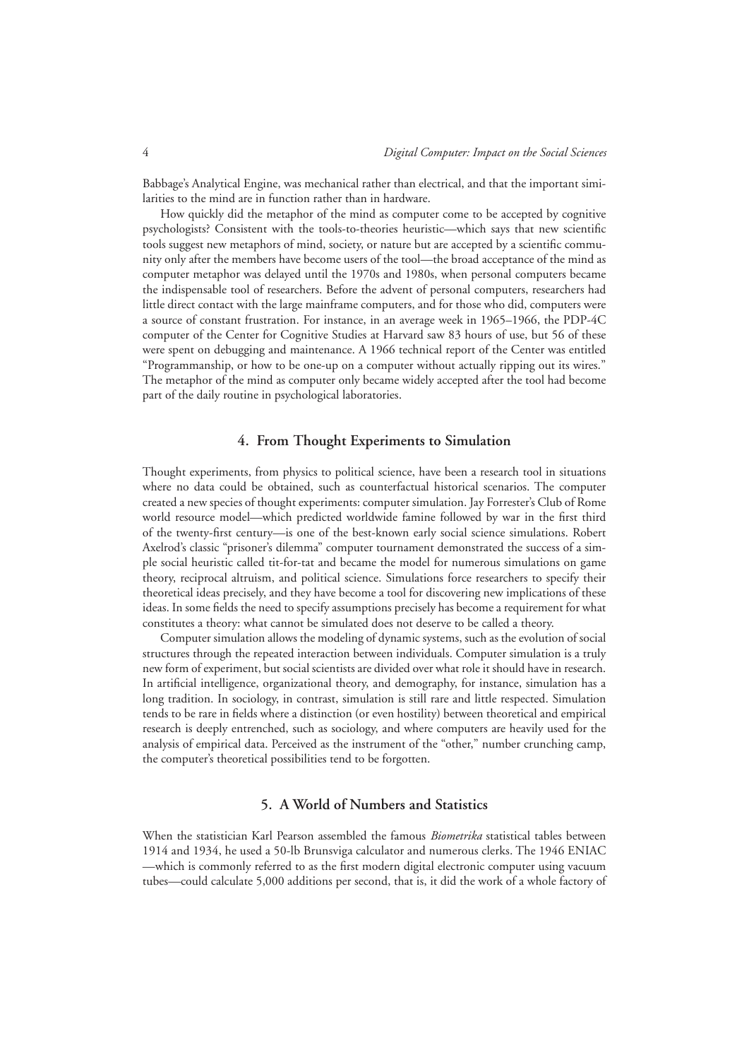Babbage's Analytical Engine, was mechanical rather than electrical, and that the important similarities to the mind are in function rather than in hardware.

How quickly did the metaphor of the mind as computer come to be accepted by cognitive psychologists? Consistent with the tools-to-theories heuristic—which says that new scientific tools suggest new metaphors of mind, society, or nature but are accepted by a scientific community only after the members have become users of the tool—the broad acceptance of the mind as computer metaphor was delayed until the 1970s and 1980s, when personal computers became the indispensable tool of researchers. Before the advent of personal computers, researchers had little direct contact with the large mainframe computers, and for those who did, computers were a source of constant frustration. For instance, in an average week in 1965–1966, the PDP-4C computer of the Center for Cognitive Studies at Harvard saw 83 hours of use, but 56 of these were spent on debugging and maintenance. A 1966 technical report of the Center was entitled "Programmanship, or how to be one-up on a computer without actually ripping out its wires." The metaphor of the mind as computer only became widely accepted after the tool had become part of the daily routine in psychological laboratories.

## 4. From Thought Experiments to Simulation

Thought experiments, from physics to political science, have been a research tool in situations where no data could be obtained, such as counterfactual historical scenarios. The computer created a new species of thought experiments: computer simulation. Jay Forrester's Club of Rome world resource model—which predicted worldwide famine followed by war in the first third of the twenty-first century—is one of the best-known early social science simulations. Robert Axelrod's classic "prisoner's dilemma" computer tournament demonstrated the success of a simple social heuristic called tit-for-tat and became the model for numerous simulations on game theory, reciprocal altruism, and political science. Simulations force researchers to specify their theoretical ideas precisely, and they have become a tool for discovering new implications of these ideas. In some fields the need to specify assumptions precisely has become a requirement for what constitutes a theory: what cannot be simulated does not deserve to be called a theory.

Computer simulation allows the modeling of dynamic systems, such as the evolution of social structures through the repeated interaction between individuals. Computer simulation is a truly new form of experiment, but social scientists are divided over what role it should have in research. In artificial intelligence, organizational theory, and demography, for instance, simulation has a long tradition. In sociology, in contrast, simulation is still rare and little respected. Simulation tends to be rare in fields where a distinction (or even hostility) between theoretical and empirical research is deeply entrenched, such as sociology, and where computers are heavily used for the analysis of empirical data. Perceived as the instrument of the "other," number crunching camp, the computer's theoretical possibilities tend to be forgotten.

## 5. A World of Numbers and Statistics

When the statistician Karl Pearson assembled the famous *Biometrika* statistical tables between 1914 and 1934, he used a 50-lb Brunsviga calculator and numerous clerks. The 1946 ENIAC—which is commonly referred to as the first modern digital electronic computer using vacuum tubes—could calculate 5,000 additions per second, that is, it did the work of a whole factory of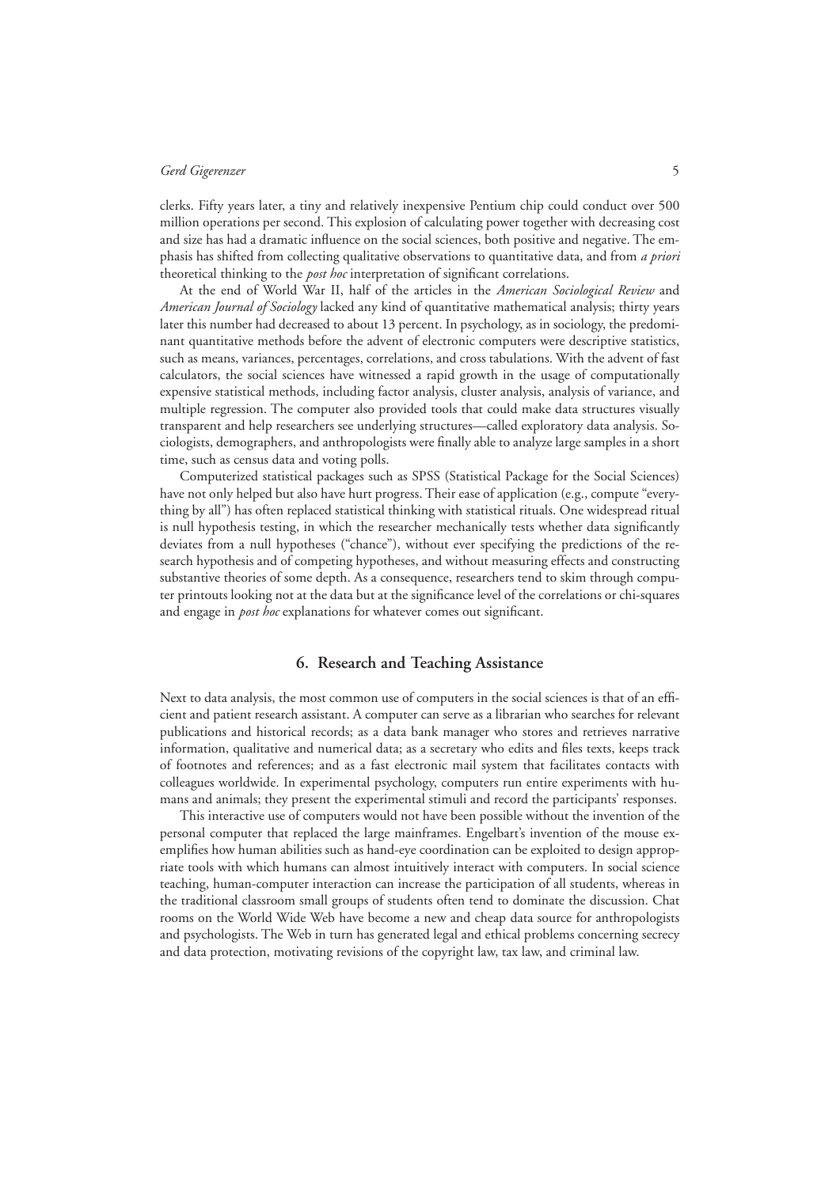clerks. Fifty years later, a tiny and relatively inexpensive Pentium chip could conduct over 500 million operations per second. This explosion of calculating power together with decreasing cost and size has had a dramatic influence on the social sciences, both positive and negative. The emphasis has shifted from collecting qualitative observations to quantitative data, and from *a priori* theoretical thinking to the *post hoc* interpretation of significant correlations.

At the end of World War II, half of the articles in the *American Sociological Review* and *American Journal of Sociology* lacked any kind of quantitative mathematical analysis; thirty years later this number had decreased to about 13 percent. In psychology, as in sociology, the predominant quantitative methods before the advent of electronic computers were descriptive statistics, such as means, variances, percentages, correlations, and cross tabulations. With the advent of fast calculators, the social sciences have witnessed a rapid growth in the usage of computationally expensive statistical methods, including factor analysis, cluster analysis, analysis of variance, and multiple regression. The computer also provided tools that could make data structures visually transparent and help researchers see underlying structures—called exploratory data analysis. Sociologists, demographers, and anthropologists were finally able to analyze large samples in a short time, such as census data and voting polls.

Computerized statistical packages such as SPSS (Statistical Package for the Social Sciences) have not only helped but also have hurt progress. Their ease of application (e.g., compute "everything by all") has often replaced statistical thinking with statistical rituals. One widespread ritual is null hypothesis testing, in which the researcher mechanically tests whether data significantly deviates from a null hypotheses ("chance"), without ever specifying the predictions of the research hypothesis and of competing hypotheses, and without measuring effects and constructing substantive theories of some depth. As a consequence, researchers tend to skim through computer printouts looking not at the data but at the significance level of the correlations or chi-squares and engage in *post hoc* explanations for whatever comes out significant.

## 6. Research and Teaching Assistance

Next to data analysis, the most common use of computers in the social sciences is that of an efficient and patient research assistant. A computer can serve as a librarian who searches for relevant publications and historical records; as a data bank manager who stores and retrieves narrative information, qualitative and numerical data; as a secretary who edits and files texts, keeps track of footnotes and references; and as a fast electronic mail system that facilitates contacts with colleagues worldwide. In experimental psychology, computers run entire experiments with humans and animals; they present the experimental stimuli and record the participants' responses.

This interactive use of computers would not have been possible without the invention of the personal computer that replaced the large mainframes. Engelbart's invention of the mouse exemplifies how human abilities such as hand-eye coordination can be exploited to design appropriate tools with which humans can almost intuitively interact with computers. In social science teaching, human-computer interaction can increase the participation of all students, whereas in the traditional classroom small groups of students often tend to dominate the discussion. Chat rooms on the World Wide Web have become a new and cheap data source for anthropologists and psychologists. The Web in turn has generated legal and ethical problems concerning secrecy and data protection, motivating revisions of the copyright law, tax law, and criminal law.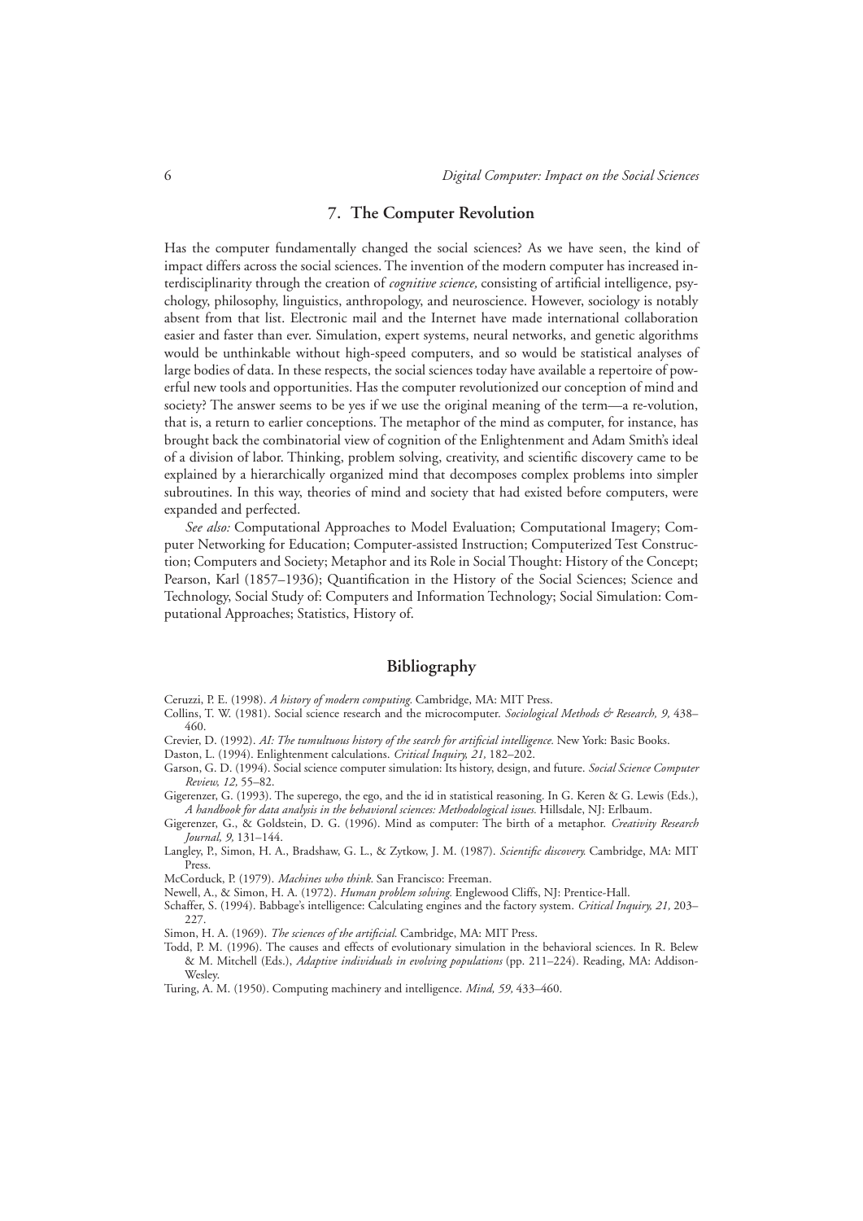## 7. The Computer Revolution

Has the computer fundamentally changed the social sciences? As we have seen, the kind of impact differs across the social sciences. The invention of the modern computer has increased interdisciplinarity through the creation of *cognitive science,* consisting of artificial intelligence, psychology, philosophy, linguistics, anthropology, and neuroscience. However, sociology is notably absent from that list. Electronic mail and the Internet have made international collaboration easier and faster than ever. Simulation, expert systems, neural networks, and genetic algorithms would be unthinkable without high-speed computers, and so would be statistical analyses of large bodies of data. In these respects, the social sciences today have available a repertoire of powerful new tools and opportunities. Has the computer revolutionized our conception of mind and society? The answer seems to be yes if we use the original meaning of the term—a re-volution, that is, a return to earlier conceptions. The metaphor of the mind as computer, for instance, has brought back the combinatorial view of cognition of the Enlightenment and Adam Smith's ideal of a division of labor. Thinking, problem solving, creativity, and scientific discovery came to be explained by a hierarchically organized mind that decomposes complex problems into simpler subroutines. In this way, theories of mind and society that had existed before computers, were expanded and perfected.

*See also:* Computational Approaches to Model Evaluation; Computational Imagery; Computer Networking for Education; Computer-assisted Instruction; Computerized Test Construction; Computers and Society; Metaphor and its Role in Social Thought: History of the Concept; Pearson, Karl (1857–1936); Quantification in the History of the Social Sciences; Science and Technology, Social Study of: Computers and Information Technology; Social Simulation: Computational Approaches; Statistics, History of.

## Bibliography

Ceruzzi, P. E. (1998). *A history of modern computing.* Cambridge, MA: MIT Press.

Collins, T. W. (1981). Social science research and the microcomputer. *Sociological Methods & Research, 9,* 438–460.

Crevier, D. (1992). *AI: The tumultuous history of the search for artificial intelligence.* New York: Basic Books.

Daston, L. (1994). Enlightenment calculations. *Critical Inquiry, 21,* 182–202.

Garson, G. D. (1994). Social science computer simulation: Its history, design, and future. *Social Science Computer Review, 12,* 55–82.

Gigerenzer, G. (1993). The superego, the ego, and the id in statistical reasoning. In G. Keren & G. Lewis (Eds.), *A handbook for data analysis in the behavioral sciences: Methodological issues.* Hillsdale, NJ: Erlbaum.

Gigerenzer, G., & Goldstein, D. G. (1996). Mind as computer: The birth of a metaphor. *Creativity Research Journal, 9,* 131–144.

Langley, P., Simon, H. A., Bradshaw, G. L., & Zytkow, J. M. (1987). *Scientific discovery.* Cambridge, MA: MIT Press.

McCorduck, P. (1979). *Machines who think.* San Francisco: Freeman.

Newell, A., & Simon, H. A. (1972). *Human problem solving.* Englewood Cliffs, NJ: Prentice-Hall.

Schaffer, S. (1994). Babbage's intelligence: Calculating engines and the factory system. *Critical Inquiry, 21,* 203–227.

Simon, H. A. (1969). *The sciences of the artificial.* Cambridge, MA: MIT Press.

Todd, P. M. (1996). The causes and effects of evolutionary simulation in the behavioral sciences. In R. Belew & M. Mitchell (Eds.), *Adaptive individuals in evolving populations* (pp. 211–224). Reading, MA: Addison-Wesley.

Turing, A. M. (1950). Computing machinery and intelligence. *Mind, 59,* 433–460.